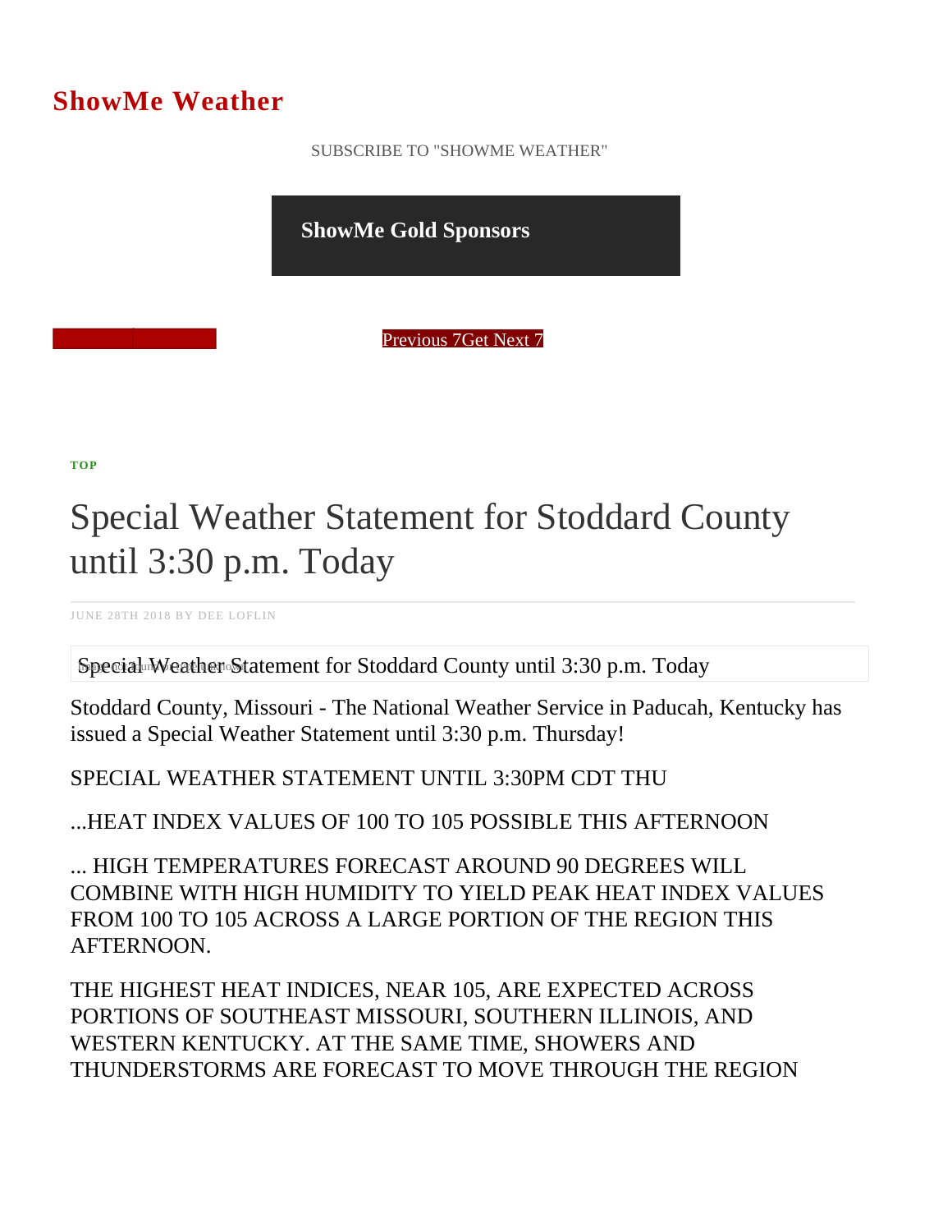# ShowMe Weather

SUBSCRIBE TO "SHOWME WEATHER"

## ShowMe Gold Sponsors

Previous 7Get Next 7

TOP

# Special Weather Statement for Stoddard County until 3:30 p.m. Today

JUNE 28TH 2018 BY DEE LOFLIN

Special Weather Statement for Stoddard County until 3:30 p.m. Today

Stoddard County, Missouri - The National Weather Service in Paducah, Kentucky has issued a Special Weather Statement until 3:30 p.m. Thursday!

SPECIAL WEATHER STATEMENT UNTIL 3:30PM CDT THU

...HEAT INDEX VALUES OF 100 TO 105 POSSIBLE THIS AFTERNOON

... HIGH TEMPERATURES FORECAST AROUND 90 DEGREES WILL COMBINE WITH HIGH HUMIDITY TO YIELD PEAK HEAT INDEX VALUES FROM 100 TO 105 ACROSS A LARGE PORTION OF THE REGION THIS AFTERNOON.

THE HIGHEST HEAT INDICES, NEAR 105, ARE EXPECTED ACROSS PORTIONS OF SOUTHEAST MISSOURI, SOUTHERN ILLINOIS, AND WESTERN KENTUCKY. AT THE SAME TIME, SHOWERS AND THUNDERSTORMS ARE FORECAST TO MOVE THROUGH THE REGION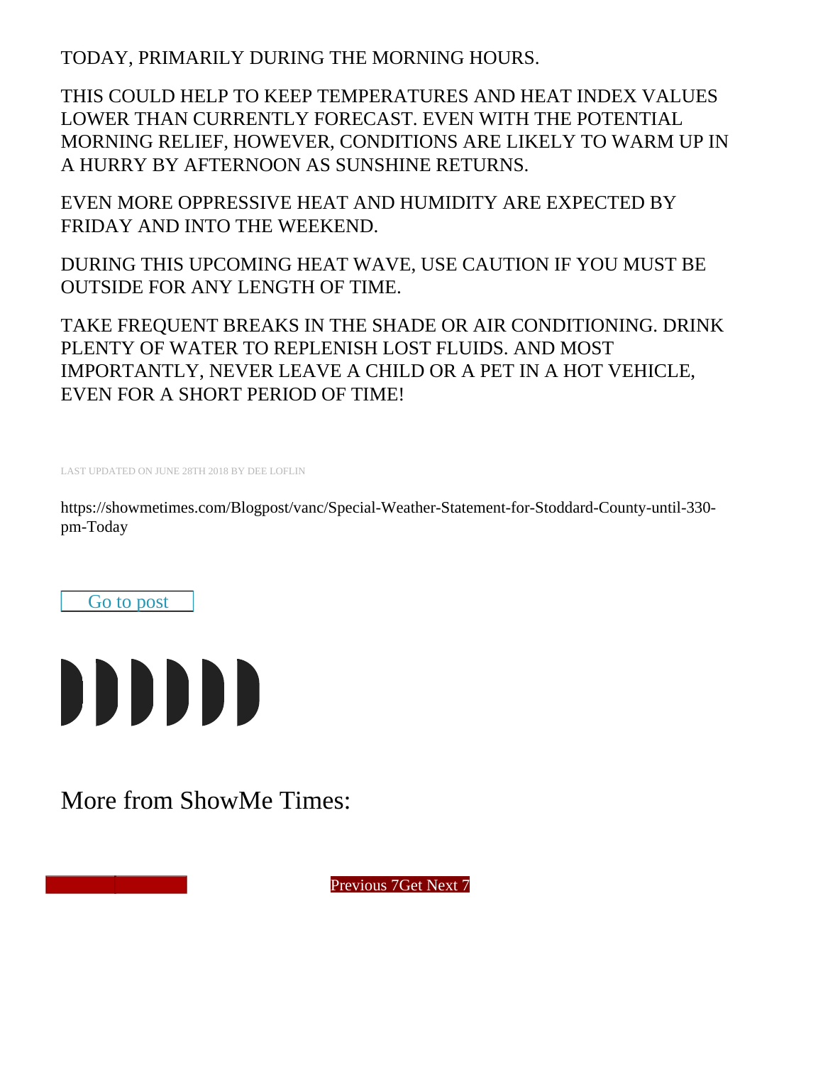TODAY, PRIMARILY DURING THE MORNING HOURS.

THIS COULD HELP TO KEEP TEMPERATURES AND HEAT INDEX VALUES LOWER THAN CURRENTLY FORECAST. EVEN WITH THE POTENTIAL MORNING RELIEF, HOWEVER, CONDITIONS ARE LIKELY TO WARM UP IN A HURRY BY AFTERNOON AS SUNSHINE RETURNS.

EVEN MORE OPPRESSIVE HEAT AND HUMIDITY ARE EXPECTED BY FRIDAY AND INTO THE WEEKEND.

DURING THIS UPCOMING HEAT WAVE, USE CAUTION IF YOU MUST BE OUTSIDE FOR ANY LENGTH OF TIME.

TAKE FREQUENT BREAKS IN THE SHADE OR AIR CONDITIONING. DRINK PLENTY OF WATER TO REPLENISH LOST FLUIDS. AND MOST IMPORTANTLY, NEVER LEAVE A CHILD OR A PET IN A HOT VEHICLE, EVEN FOR A SHORT PERIOD OF TIME!

LAST UPDATED ON JUNE 28TH 2018 BY DEE LOFLIN

https://showmetimes.com/Blogpost/vanc/Special-Weather-Statement-for-Stoddard-County-until-330-pm-Today

Go to post

## More from ShowMe Times:

Previous 7 Get Next 7